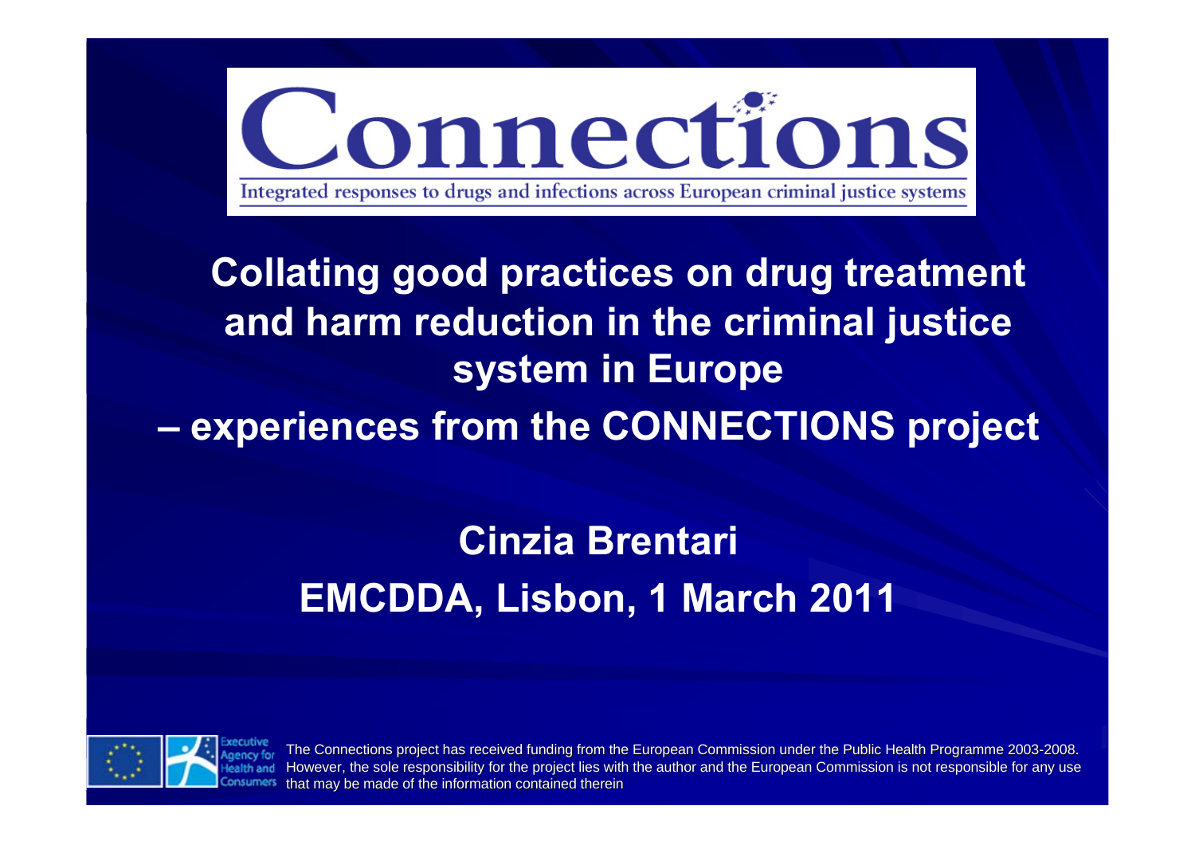# Connections

Integrated responses to drugs and infections across European criminal justice systems

## Collating good practices on drug treatment and harm reduction in the criminal justice system in Europe – experiences from the CONNECTIONS project

**Cinzia Brentari**

**EMCDDA, Lisbon, 1 March 2011**

Executive Agency for Health and Consumers

The Connections project has received funding from the European Commission under the Public Health Programme 2003-2008. However, the sole responsibility for the project lies with the author and the European Commission is not responsible for any use that may be made of the information contained therein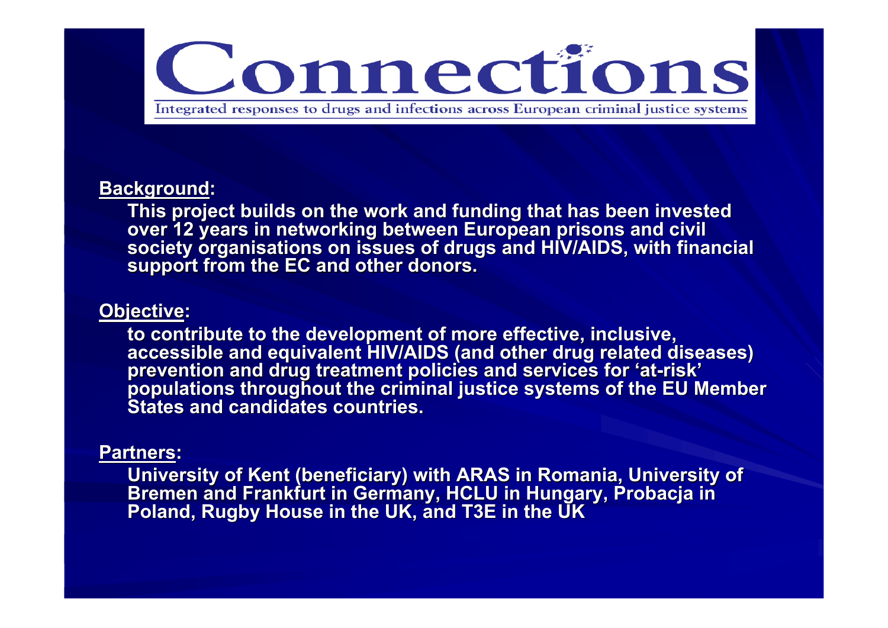# Connections

Integrated responses to drugs and infections across European criminal justice systems

**Background:**

This project builds on the work and funding that has been invested over 12 years in networking between European prisons and civil society organisations on issues of drugs and HIV/AIDS, with financial support from the EC and other donors.

**Objective:**

to contribute to the development of more effective, inclusive, accessible and equivalent HIV/AIDS (and other drug related diseases) prevention and drug treatment policies and services for 'at-risk' populations throughout the criminal justice systems of the EU Member States and candidates countries.

**Partners:**

University of Kent (beneficiary) with ARAS in Romania, University of Bremen and Frankfurt in Germany, HCLU in Hungary, Probacja in Poland, Rugby House in the UK, and T3E in the UK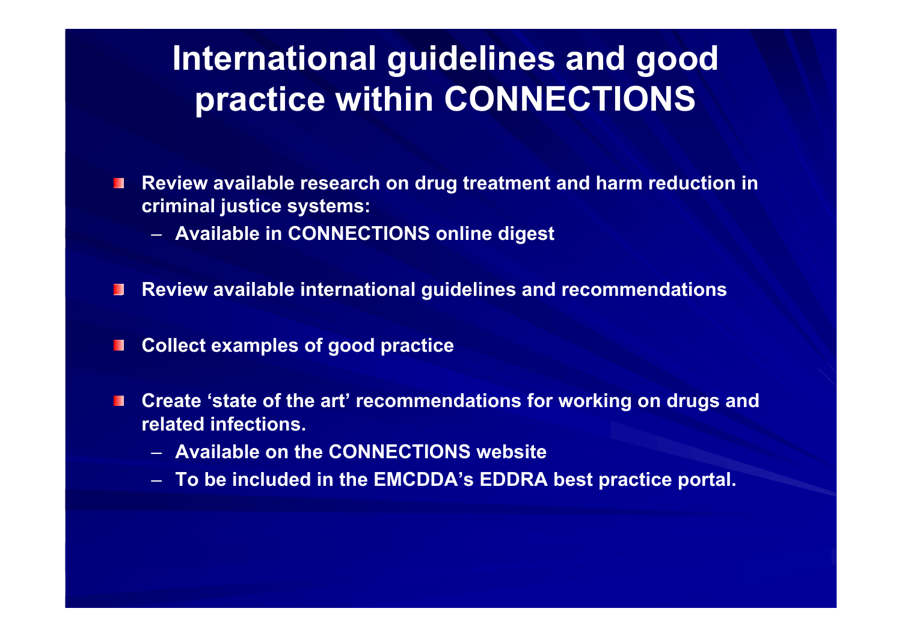# International guidelines and good practice within CONNECTIONS

- Review available research on drug treatment and harm reduction in criminal justice systems:
  - Available in CONNECTIONS online digest
- Review available international guidelines and recommendations
- Collect examples of good practice
- Create 'state of the art' recommendations for working on drugs and related infections.
  - Available on the CONNECTIONS website
  - To be included in the EMCDDA's EDDRA best practice portal.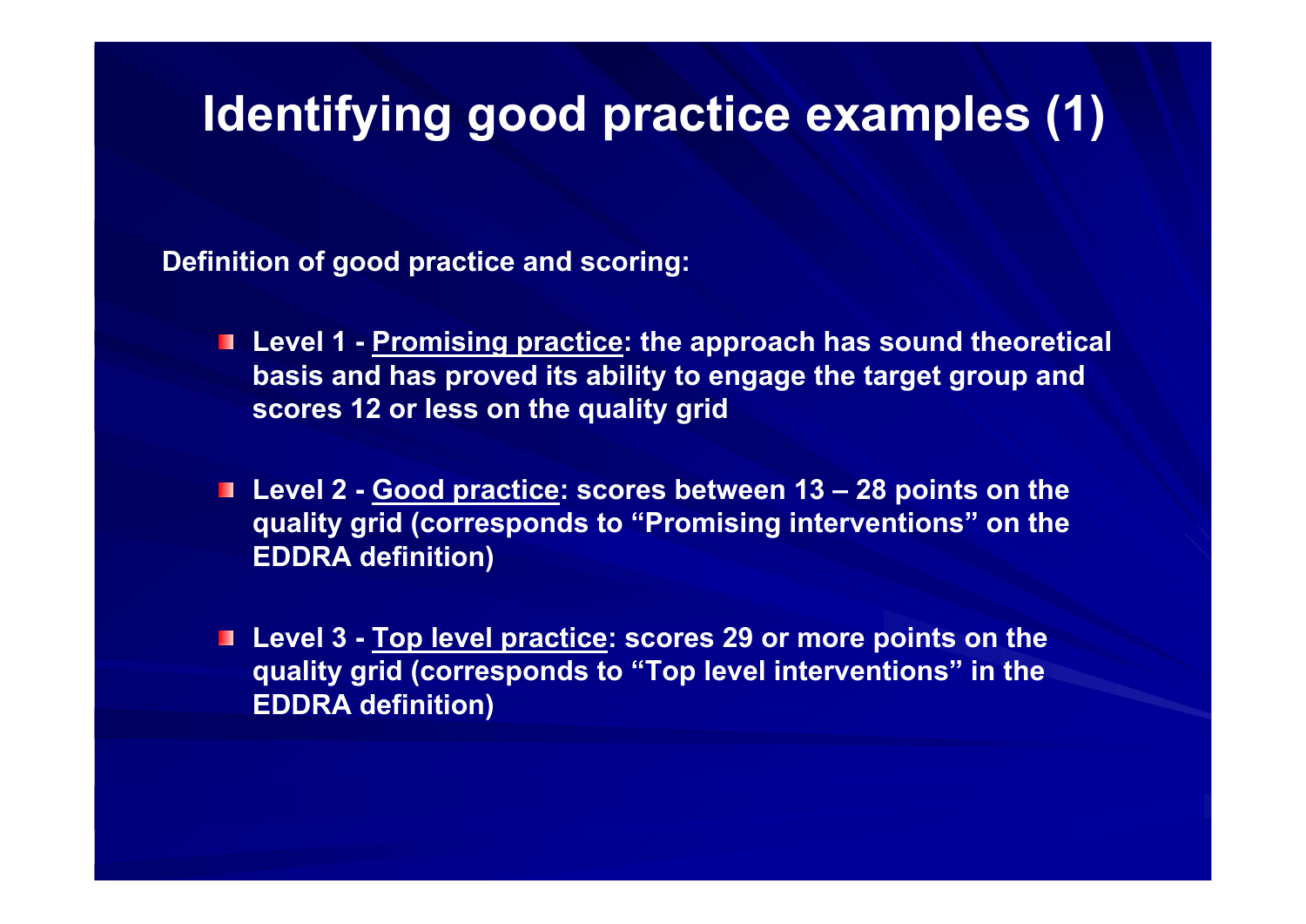# Identifying good practice examples (1)

**Definition of good practice and scoring:**

- **Level 1 - <u>Promising practice</u>: the approach has sound theoretical basis and has proved its ability to engage the target group and scores 12 or less on the quality grid**
- **Level 2 - <u>Good practice</u>: scores between 13 – 28 points on the quality grid (corresponds to "Promising interventions" on the EDDRA definition)**
- **Level 3 - <u>Top level practice</u>: scores 29 or more points on the quality grid (corresponds to "Top level interventions" in the EDDRA definition)**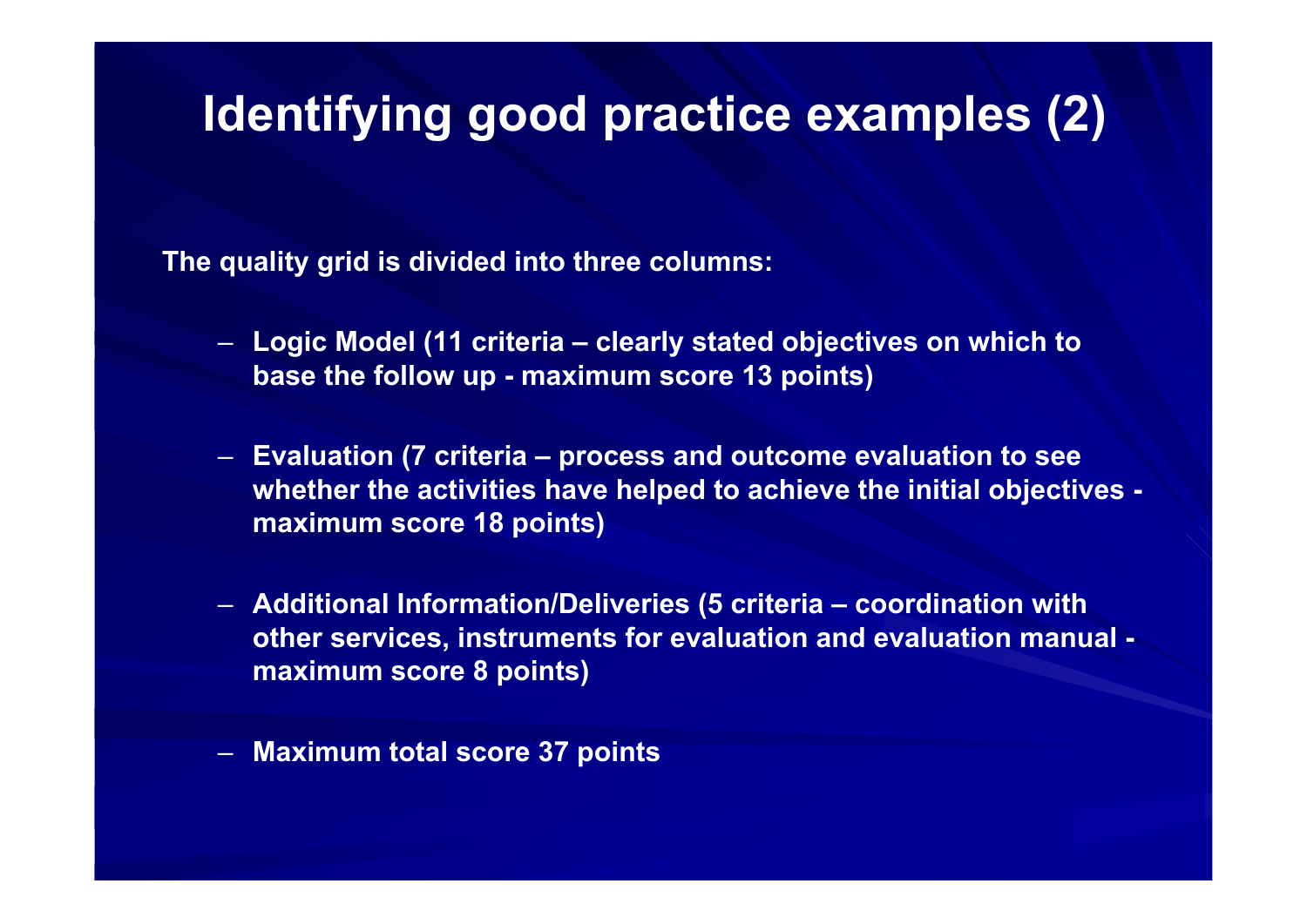# Identifying good practice examples (2)

**The quality grid is divided into three columns:**

- **Logic Model (11 criteria – clearly stated objectives on which to base the follow up - maximum score 13 points)**
- **Evaluation (7 criteria – process and outcome evaluation to see whether the activities have helped to achieve the initial objectives - maximum score 18 points)**
- **Additional Information/Deliveries (5 criteria – coordination with other services, instruments for evaluation and evaluation manual - maximum score 8 points)**
- **Maximum total score 37 points**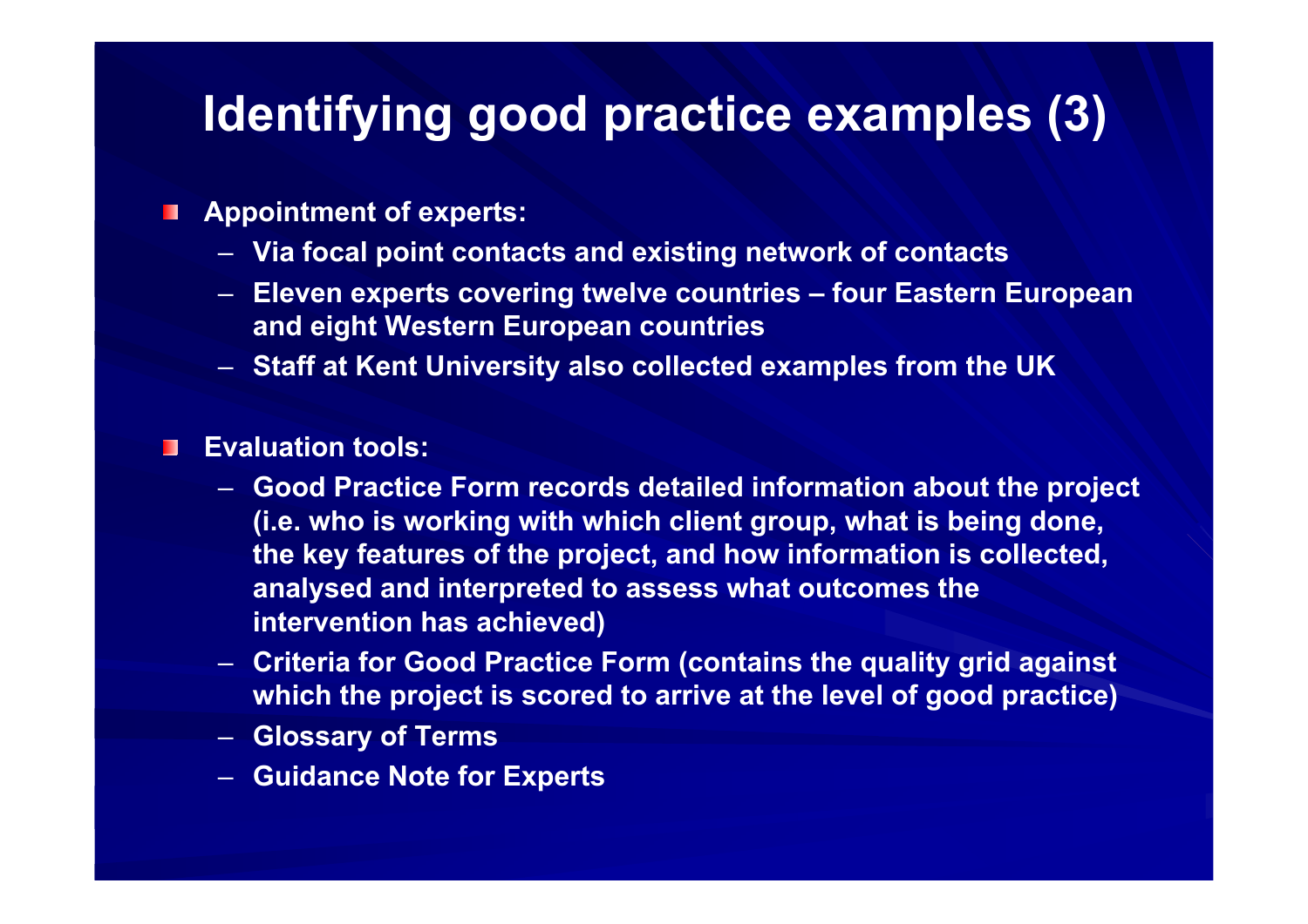# Identifying good practice examples (3)

- **Appointment of experts:**
  - **Via focal point contacts and existing network of contacts**
  - **Eleven experts covering twelve countries – four Eastern European and eight Western European countries**
  - **Staff at Kent University also collected examples from the UK**

- **Evaluation tools:**
  - **Good Practice Form records detailed information about the project (i.e. who is working with which client group, what is being done, the key features of the project, and how information is collected, analysed and interpreted to assess what outcomes the intervention has achieved)**
  - **Criteria for Good Practice Form (contains the quality grid against which the project is scored to arrive at the level of good practice)**
  - **Glossary of Terms**
  - **Guidance Note for Experts**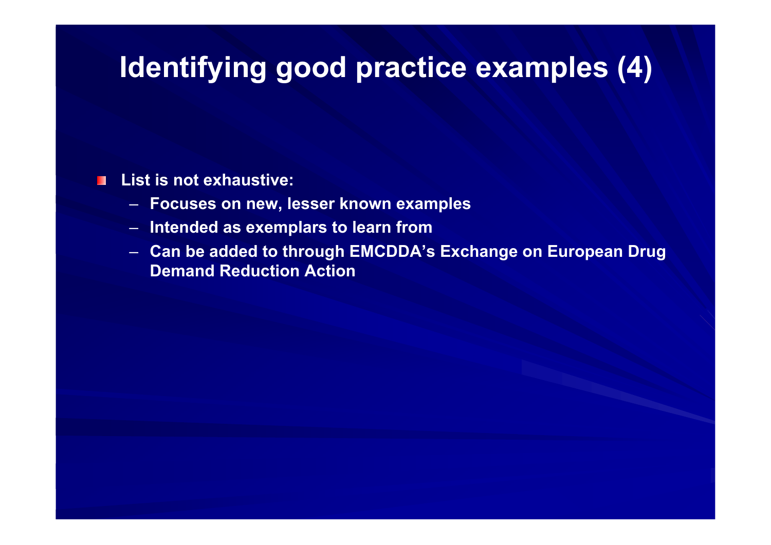# Identifying good practice examples (4)

- **List is not exhaustive:**
  - **Focuses on new, lesser known examples**
  - **Intended as exemplars to learn from**
  - **Can be added to through EMCDDA's Exchange on European Drug Demand Reduction Action**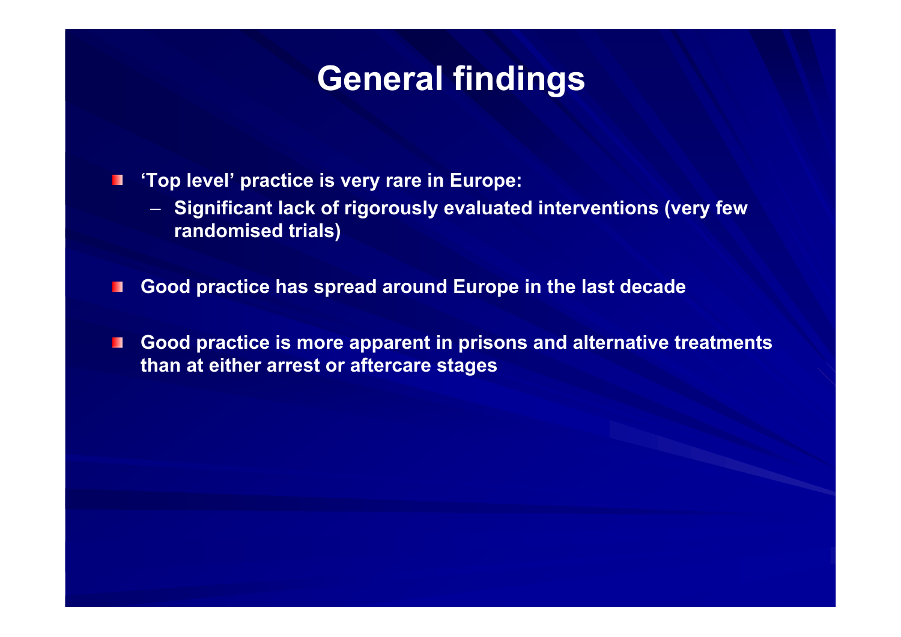# General findings

- 'Top level' practice is very rare in Europe:
  - Significant lack of rigorously evaluated interventions (very few randomised trials)
- Good practice has spread around Europe in the last decade
- Good practice is more apparent in prisons and alternative treatments than at either arrest or aftercare stages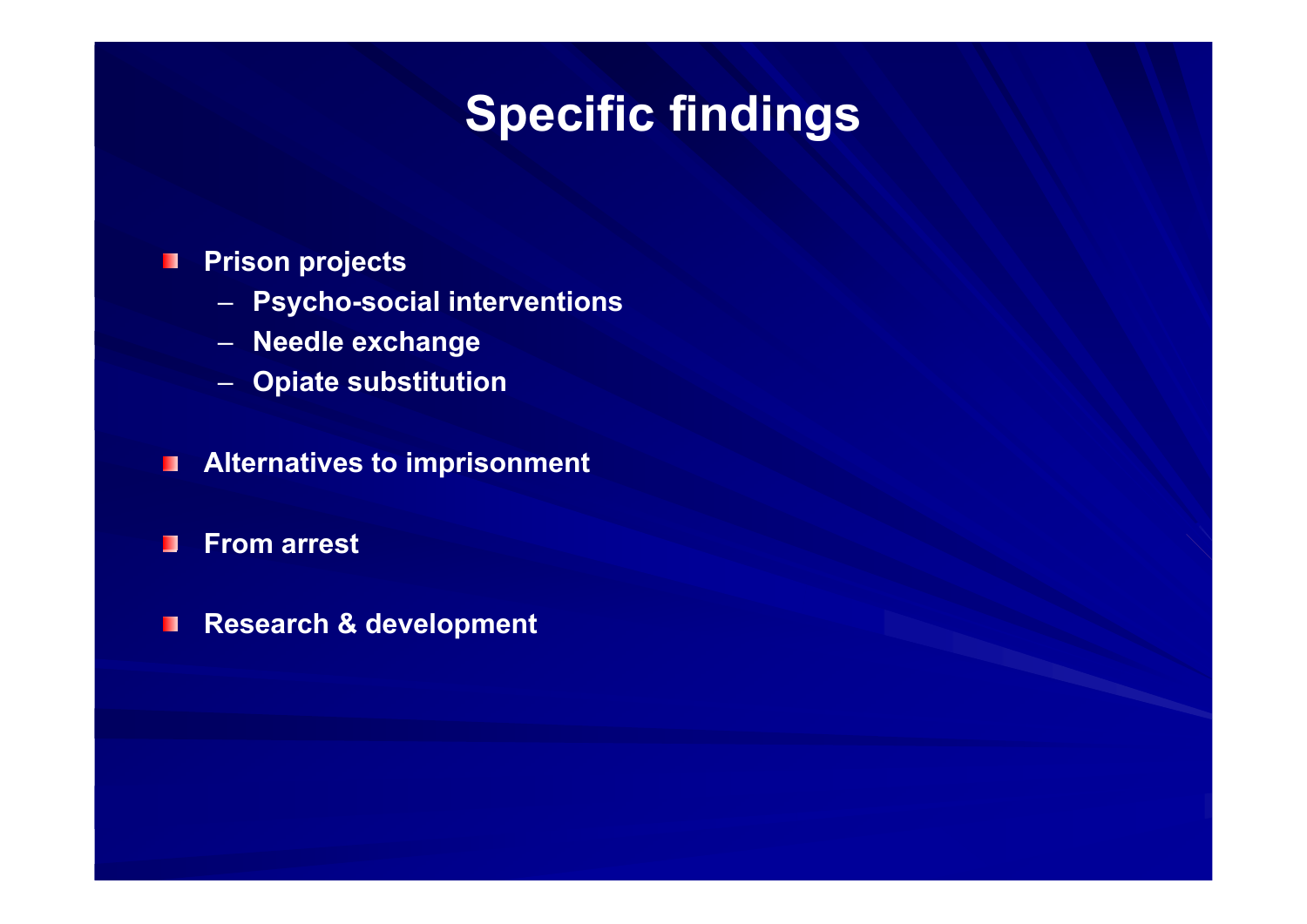# Specific findings

- Prison projects
  - Psycho-social interventions
  - Needle exchange
  - Opiate substitution
- Alternatives to imprisonment
- From arrest
- Research & development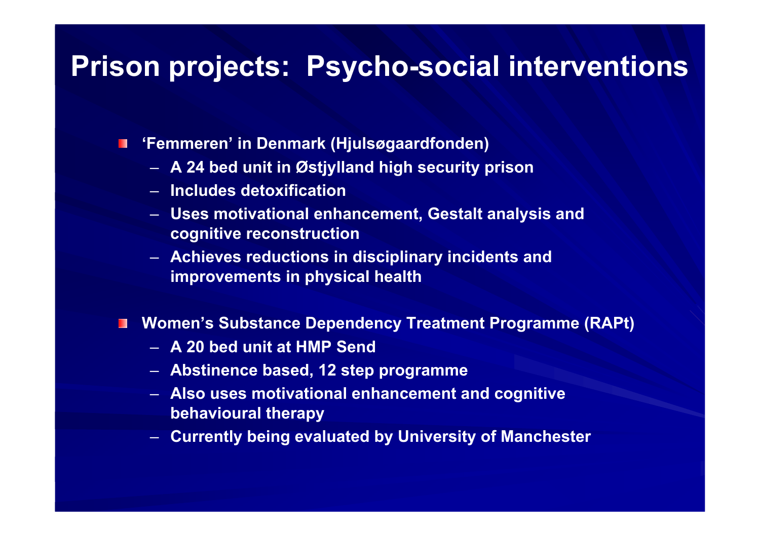# Prison projects: Psycho-social interventions

- **‘Femmeren’ in Denmark (Hjulsøgaardfonden)**
  - **A 24 bed unit in Østjylland high security prison**
  - **Includes detoxification**
  - **Uses motivational enhancement, Gestalt analysis and cognitive reconstruction**
  - **Achieves reductions in disciplinary incidents and improvements in physical health**

- **Women’s Substance Dependency Treatment Programme (RAPt)**
  - **A 20 bed unit at HMP Send**
  - **Abstinence based, 12 step programme**
  - **Also uses motivational enhancement and cognitive behavioural therapy**
  - **Currently being evaluated by University of Manchester**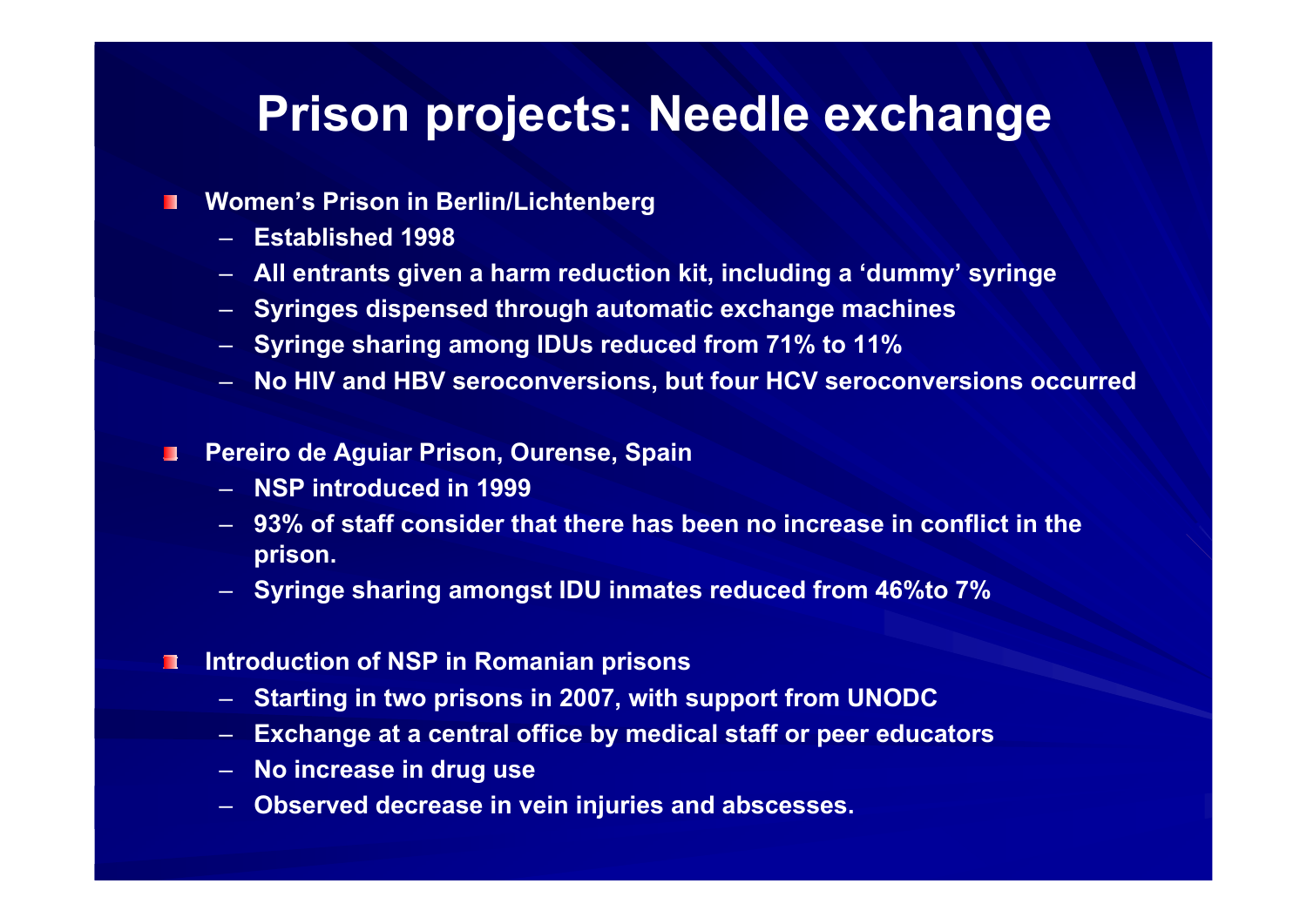# Prison projects: Needle exchange

- **Women's Prison in Berlin/Lichtenberg**
  - Established 1998
  - All entrants given a harm reduction kit, including a 'dummy' syringe
  - Syringes dispensed through automatic exchange machines
  - Syringe sharing among IDUs reduced from 71% to 11%
  - No HIV and HBV seroconversions, but four HCV seroconversions occurred

- **Pereiro de Aguiar Prison, Ourense, Spain**
  - NSP introduced in 1999
  - 93% of staff consider that there has been no increase in conflict in the prison.
  - Syringe sharing amongst IDU inmates reduced from 46%to 7%

- **Introduction of NSP in Romanian prisons**
  - Starting in two prisons in 2007, with support from UNODC
  - Exchange at a central office by medical staff or peer educators
  - No increase in drug use
  - Observed decrease in vein injuries and abscesses.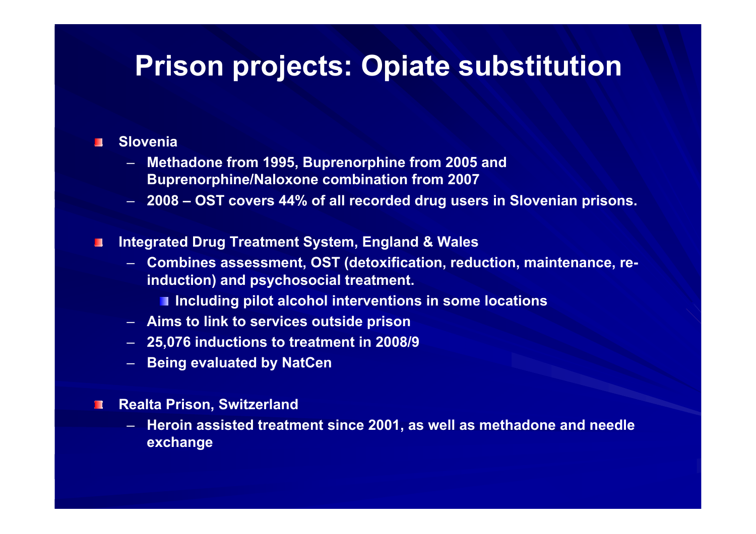# Prison projects: Opiate substitution

- **Slovenia**
  - Methadone from 1995, Buprenorphine from 2005 and Buprenorphine/Naloxone combination from 2007
  - 2008 – OST covers 44% of all recorded drug users in Slovenian prisons.

- **Integrated Drug Treatment System, England & Wales**
  - Combines assessment, OST (detoxification, reduction, maintenance, re-induction) and psychosocial treatment.
    - Including pilot alcohol interventions in some locations
  - Aims to link to services outside prison
  - 25,076 inductions to treatment in 2008/9
  - Being evaluated by NatCen

- **Realta Prison, Switzerland**
  - Heroin assisted treatment since 2001, as well as methadone and needle exchange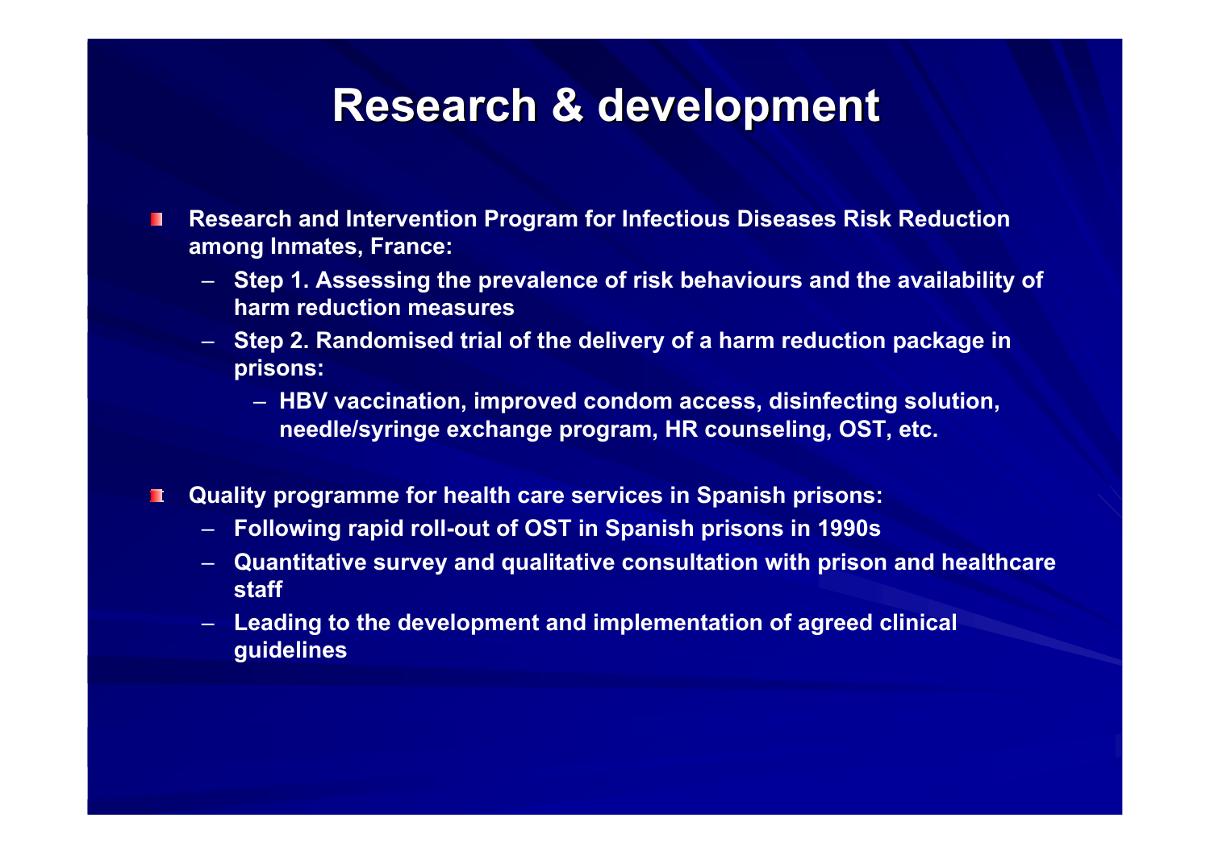# Research & development

- Research and Intervention Program for Infectious Diseases Risk Reduction among Inmates, France:
  - Step 1. Assessing the prevalence of risk behaviours and the availability of harm reduction measures
  - Step 2. Randomised trial of the delivery of a harm reduction package in prisons:
    - HBV vaccination, improved condom access, disinfecting solution, needle/syringe exchange program, HR counseling, OST, etc.

- Quality programme for health care services in Spanish prisons:
  - Following rapid roll-out of OST in Spanish prisons in 1990s
  - Quantitative survey and qualitative consultation with prison and healthcare staff
  - Leading to the development and implementation of agreed clinical guidelines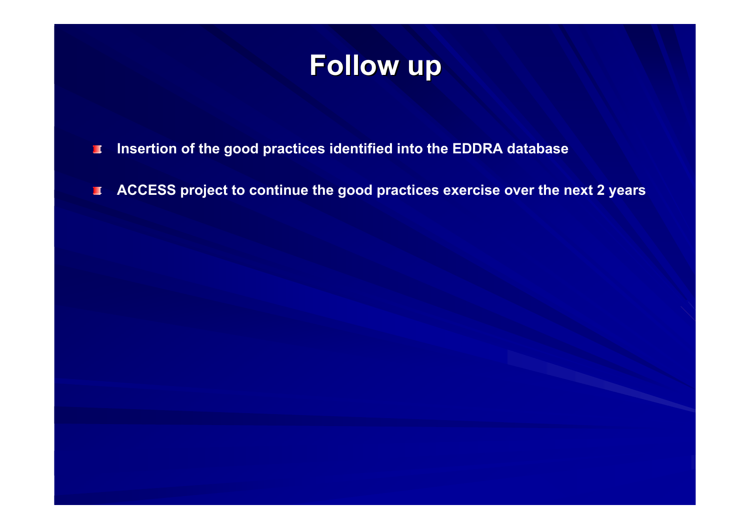# Follow up

- **Insertion of the good practices identified into the EDDRA database**
- **ACCESS project to continue the good practices exercise over the next 2 years**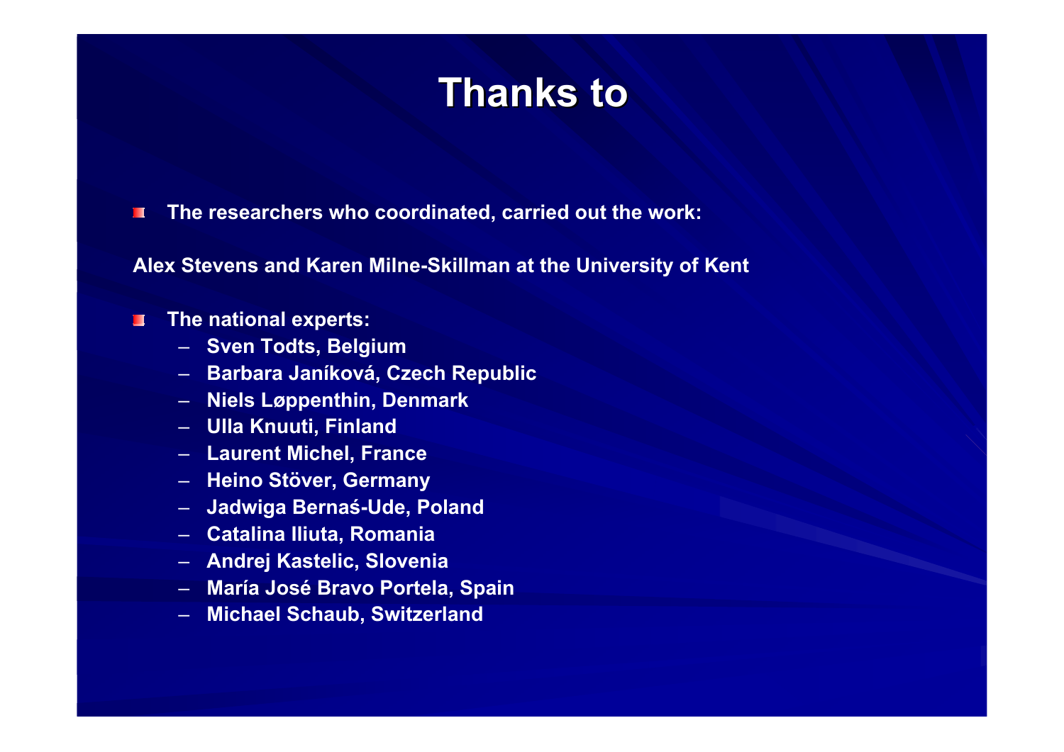# Thanks to

- **The researchers who coordinated, carried out the work:**

**Alex Stevens and Karen Milne-Skillman at the University of Kent**

- **The national experts:**
  - **Sven Todts, Belgium**
  - **Barbara Janíková, Czech Republic**
  - **Niels Løppenthin, Denmark**
  - **Ulla Knuuti, Finland**
  - **Laurent Michel, France**
  - **Heino Stöver, Germany**
  - **Jadwiga Bernaś-Ude, Poland**
  - **Catalina Iliuta, Romania**
  - **Andrej Kastelic, Slovenia**
  - **María José Bravo Portela, Spain**
  - **Michael Schaub, Switzerland**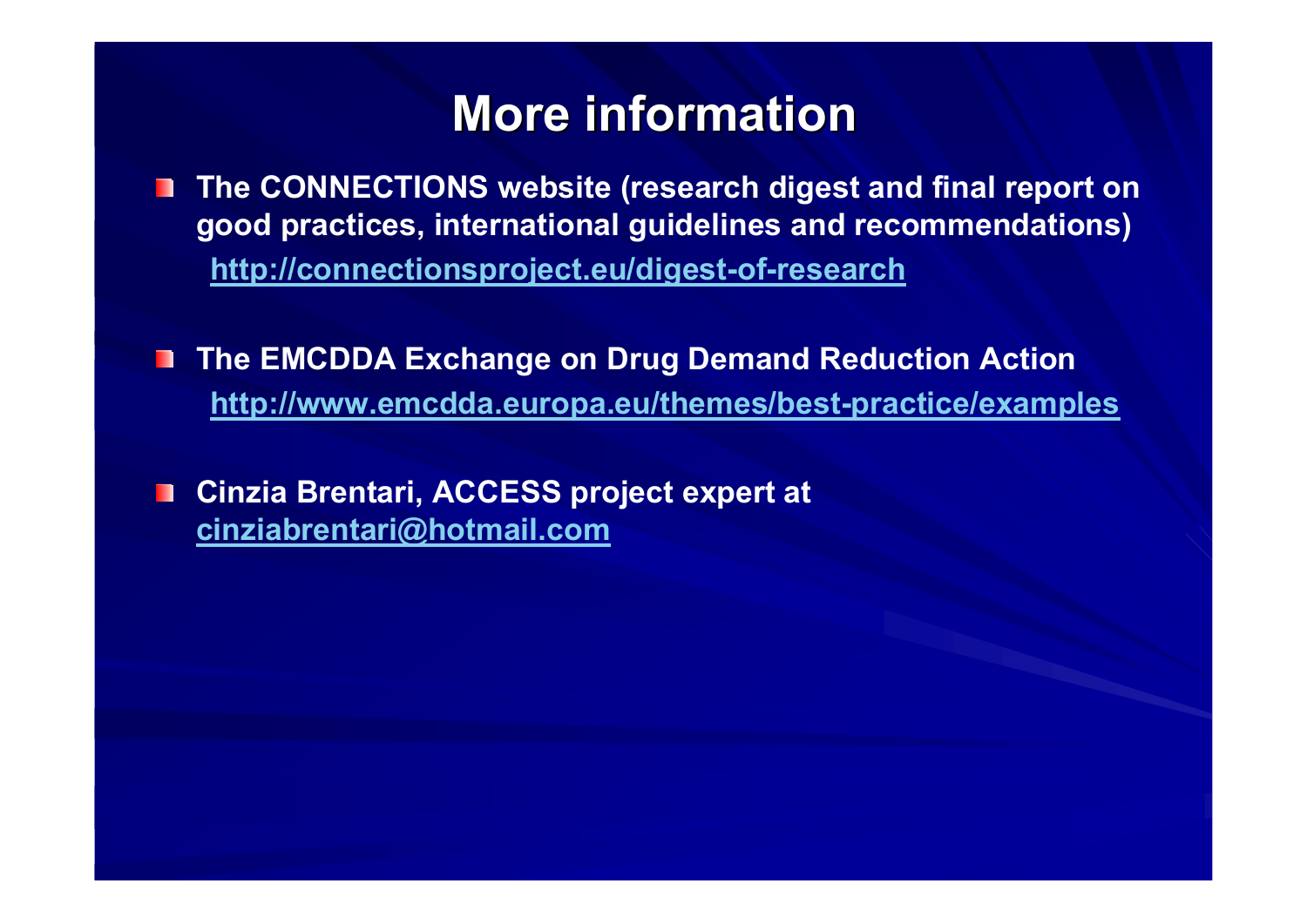# More information

- The CONNECTIONS website (research digest and final report on good practices, international guidelines and recommendations)
  http://connectionsproject.eu/digest-of-research

- The EMCDDA Exchange on Drug Demand Reduction Action
  http://www.emcdda.europa.eu/themes/best-practice/examples

- Cinzia Brentari, ACCESS project expert at cinziabrentari@hotmail.com